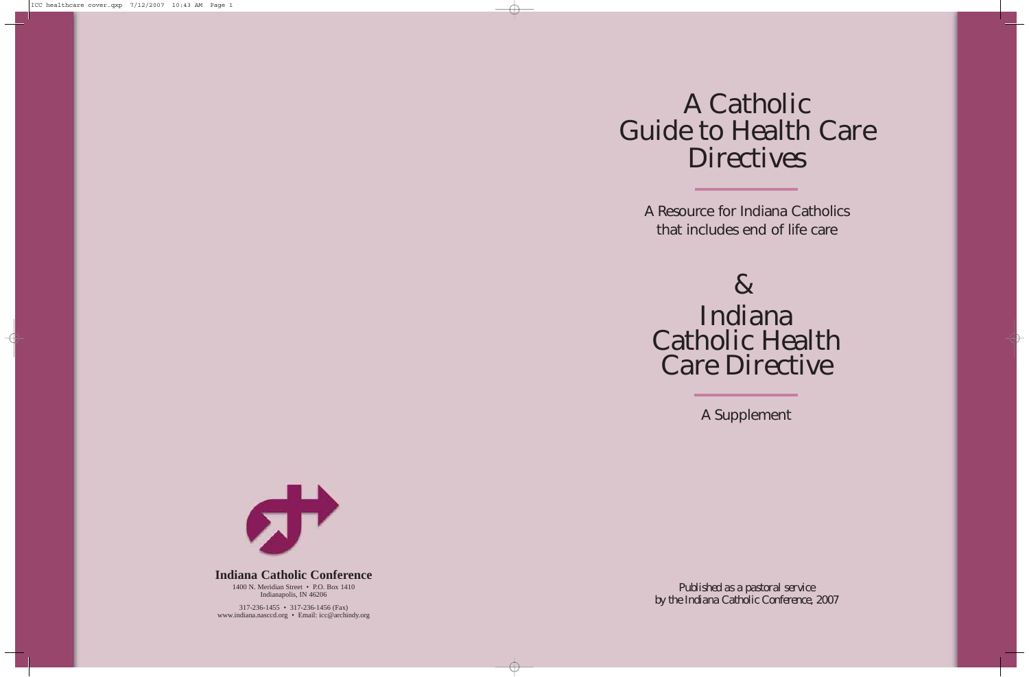# A Catholic Guide to Health Care Directives

A Resource for Indiana Catholics that includes end of life care

&

# Indiana Catholic Health Care Directive

A Supplement

*Published as a pastoral service by the Indiana Catholic Conference, 2007*

**Indiana Catholic Conference**

1400 N. Meridian Street • P.O. Box 1410
Indianapolis, IN 46206

317-236-1455 • 317-236-1456 (Fax)
www.indiana.nasccd.org • Email: icc@archindy.org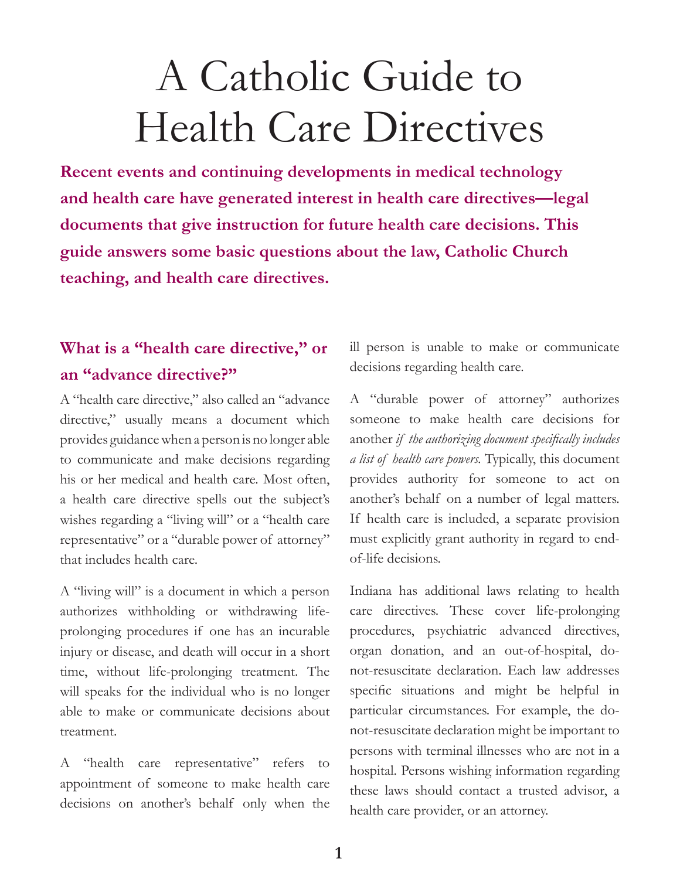# A Catholic Guide to Health Care Directives

**Recent events and continuing developments in medical technology and health care have generated interest in health care directives—legal documents that give instruction for future health care decisions. This guide answers some basic questions about the law, Catholic Church teaching, and health care directives.**

## What is a "health care directive," or an "advance directive?"

A "health care directive," also called an "advance directive," usually means a document which provides guidance when a person is no longer able to communicate and make decisions regarding his or her medical and health care. Most often, a health care directive spells out the subject's wishes regarding a "living will" or a "health care representative" or a "durable power of attorney" that includes health care.

A "living will" is a document in which a person authorizes withholding or withdrawing life-prolonging procedures if one has an incurable injury or disease, and death will occur in a short time, without life-prolonging treatment. The will speaks for the individual who is no longer able to make or communicate decisions about treatment.

A "health care representative" refers to appointment of someone to make health care decisions on another's behalf only when the ill person is unable to make or communicate decisions regarding health care.

A "durable power of attorney" authorizes someone to make health care decisions for another *if the authorizing document specifically includes a list of health care powers.* Typically, this document provides authority for someone to act on another's behalf on a number of legal matters. If health care is included, a separate provision must explicitly grant authority in regard to end-of-life decisions.

Indiana has additional laws relating to health care directives. These cover life-prolonging procedures, psychiatric advanced directives, organ donation, and an out-of-hospital, do-not-resuscitate declaration. Each law addresses specific situations and might be helpful in particular circumstances. For example, the do-not-resuscitate declaration might be important to persons with terminal illnesses who are not in a hospital. Persons wishing information regarding these laws should contact a trusted advisor, a health care provider, or an attorney.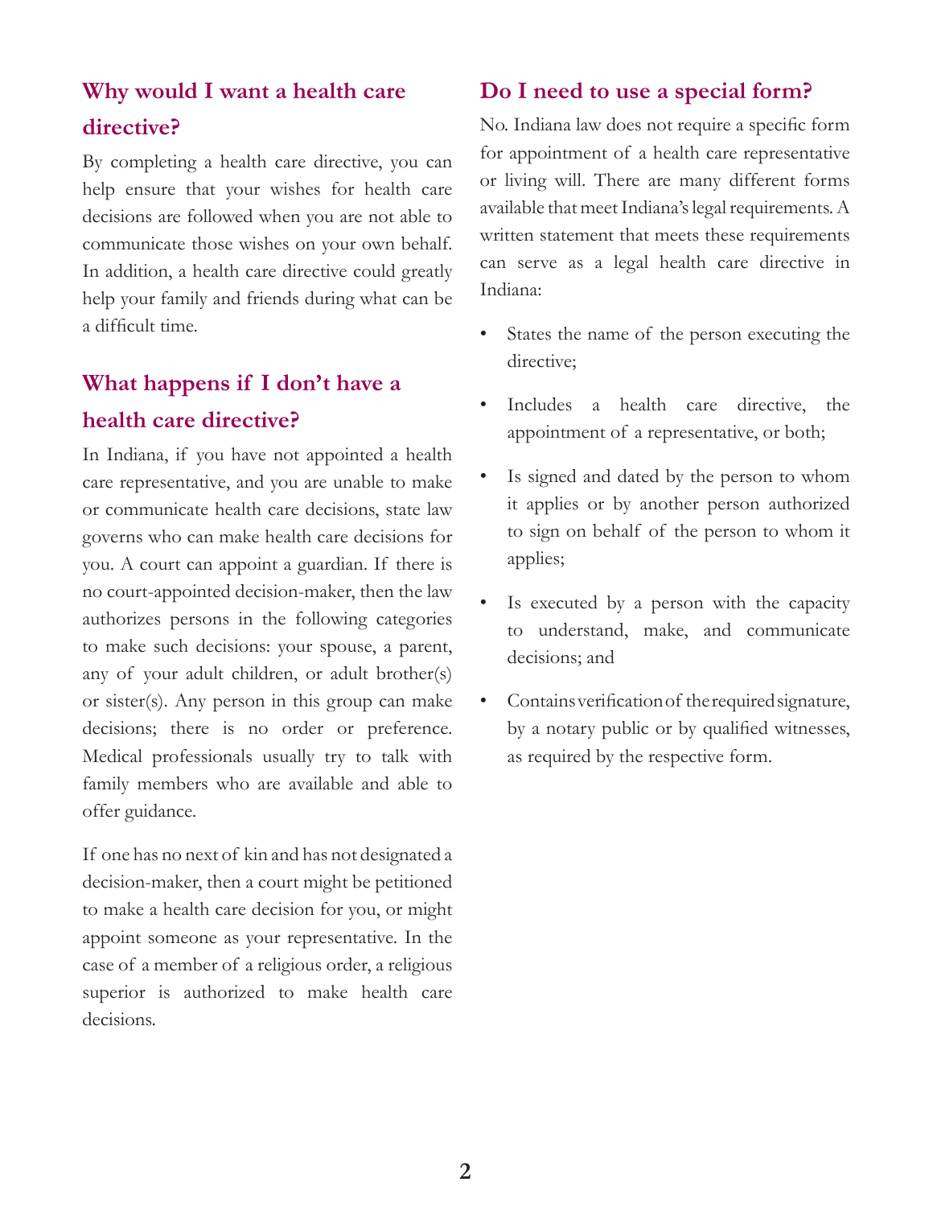## Why would I want a health care directive?

By completing a health care directive, you can help ensure that your wishes for health care decisions are followed when you are not able to communicate those wishes on your own behalf. In addition, a health care directive could greatly help your family and friends during what can be a difficult time.

## What happens if I don't have a health care directive?

In Indiana, if you have not appointed a health care representative, and you are unable to make or communicate health care decisions, state law governs who can make health care decisions for you. A court can appoint a guardian. If there is no court-appointed decision-maker, then the law authorizes persons in the following categories to make such decisions: your spouse, a parent, any of your adult children, or adult brother(s) or sister(s). Any person in this group can make decisions; there is no order or preference. Medical professionals usually try to talk with family members who are available and able to offer guidance.

If one has no next of kin and has not designated a decision-maker, then a court might be petitioned to make a health care decision for you, or might appoint someone as your representative. In the case of a member of a religious order, a religious superior is authorized to make health care decisions.

## Do I need to use a special form?

No. Indiana law does not require a specific form for appointment of a health care representative or living will. There are many different forms available that meet Indiana's legal requirements. A written statement that meets these requirements can serve as a legal health care directive in Indiana:

- States the name of the person executing the directive;
- Includes a health care directive, the appointment of a representative, or both;
- Is signed and dated by the person to whom it applies or by another person authorized to sign on behalf of the person to whom it applies;
- Is executed by a person with the capacity to understand, make, and communicate decisions; and
- Contains verification of the required signature, by a notary public or by qualified witnesses, as required by the respective form.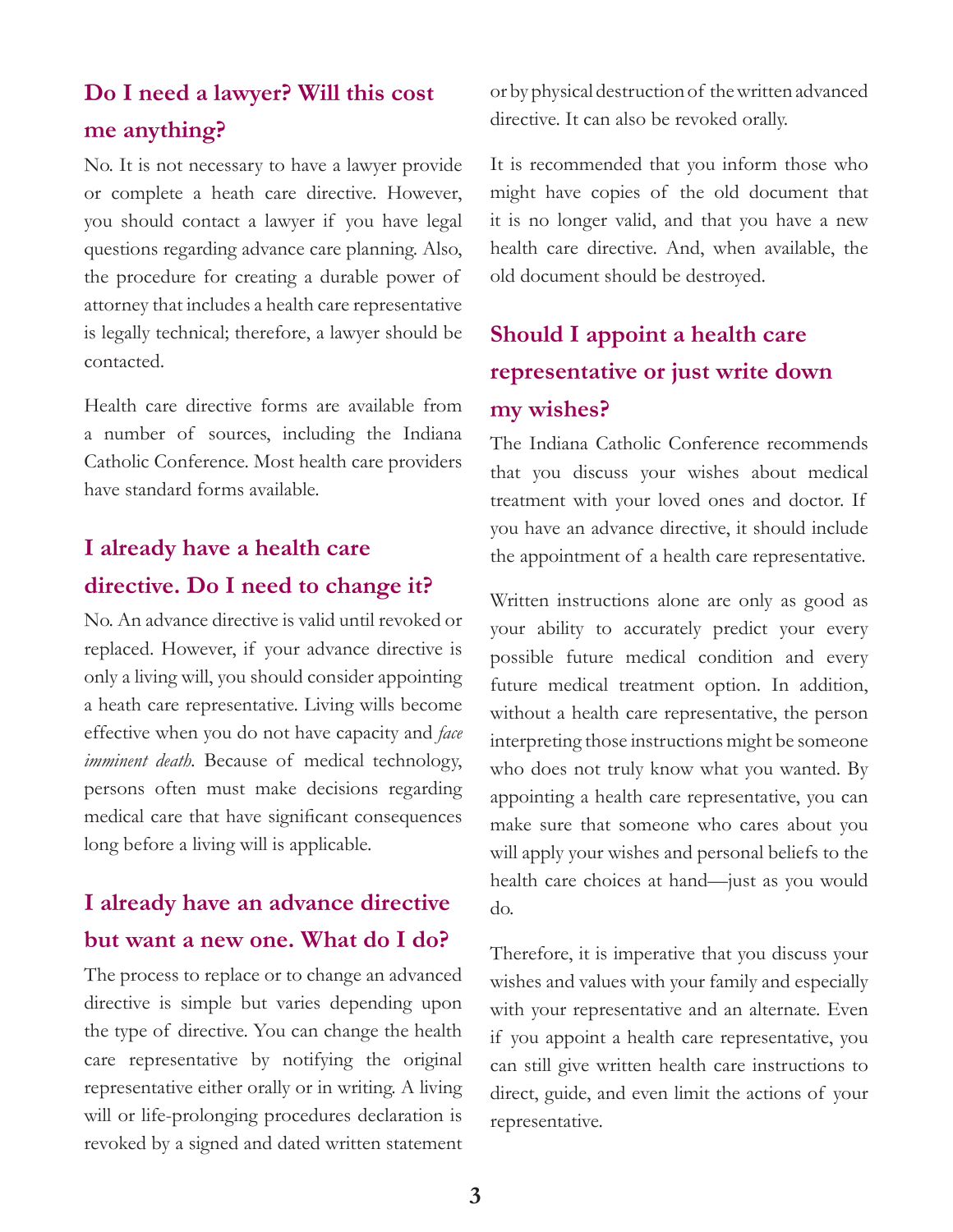## Do I need a lawyer? Will this cost me anything?

No. It is not necessary to have a lawyer provide or complete a heath care directive. However, you should contact a lawyer if you have legal questions regarding advance care planning. Also, the procedure for creating a durable power of attorney that includes a health care representative is legally technical; therefore, a lawyer should be contacted.

Health care directive forms are available from a number of sources, including the Indiana Catholic Conference. Most health care providers have standard forms available.

## I already have a health care directive. Do I need to change it?

No. An advance directive is valid until revoked or replaced. However, if your advance directive is only a living will, you should consider appointing a heath care representative. Living wills become effective when you do not have capacity and *face imminent death*. Because of medical technology, persons often must make decisions regarding medical care that have significant consequences long before a living will is applicable.

## I already have an advance directive but want a new one. What do I do?

The process to replace or to change an advanced directive is simple but varies depending upon the type of directive. You can change the health care representative by notifying the original representative either orally or in writing. A living will or life-prolonging procedures declaration is revoked by a signed and dated written statement or by physical destruction of the written advanced directive. It can also be revoked orally.

It is recommended that you inform those who might have copies of the old document that it is no longer valid, and that you have a new health care directive. And, when available, the old document should be destroyed.

## Should I appoint a health care representative or just write down my wishes?

The Indiana Catholic Conference recommends that you discuss your wishes about medical treatment with your loved ones and doctor. If you have an advance directive, it should include the appointment of a health care representative.

Written instructions alone are only as good as your ability to accurately predict your every possible future medical condition and every future medical treatment option. In addition, without a health care representative, the person interpreting those instructions might be someone who does not truly know what you wanted. By appointing a health care representative, you can make sure that someone who cares about you will apply your wishes and personal beliefs to the health care choices at hand—just as you would do.

Therefore, it is imperative that you discuss your wishes and values with your family and especially with your representative and an alternate. Even if you appoint a health care representative, you can still give written health care instructions to direct, guide, and even limit the actions of your representative.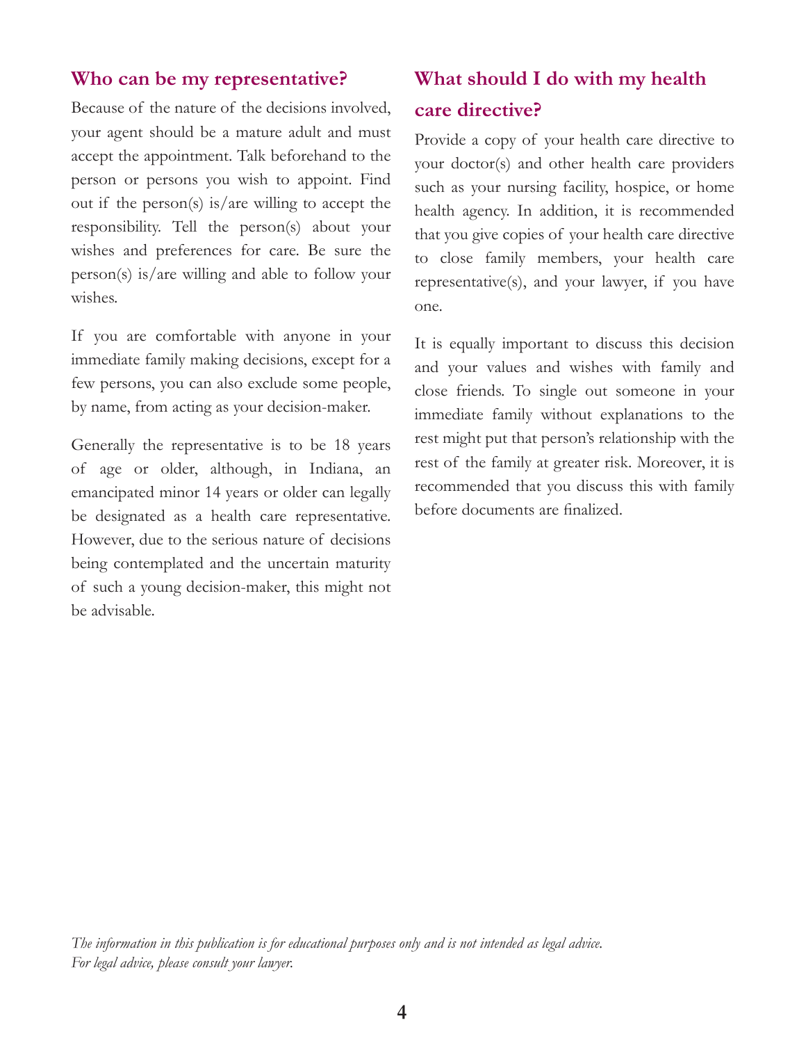## Who can be my representative?

Because of the nature of the decisions involved, your agent should be a mature adult and must accept the appointment. Talk beforehand to the person or persons you wish to appoint. Find out if the person(s) is/are willing to accept the responsibility. Tell the person(s) about your wishes and preferences for care. Be sure the person(s) is/are willing and able to follow your wishes.

If you are comfortable with anyone in your immediate family making decisions, except for a few persons, you can also exclude some people, by name, from acting as your decision-maker.

Generally the representative is to be 18 years of age or older, although, in Indiana, an emancipated minor 14 years or older can legally be designated as a health care representative. However, due to the serious nature of decisions being contemplated and the uncertain maturity of such a young decision-maker, this might not be advisable.

## What should I do with my health care directive?

Provide a copy of your health care directive to your doctor(s) and other health care providers such as your nursing facility, hospice, or home health agency. In addition, it is recommended that you give copies of your health care directive to close family members, your health care representative(s), and your lawyer, if you have one.

It is equally important to discuss this decision and your values and wishes with family and close friends. To single out someone in your immediate family without explanations to the rest might put that person's relationship with the rest of the family at greater risk. Moreover, it is recommended that you discuss this with family before documents are finalized.

*The information in this publication is for educational purposes only and is not intended as legal advice. For legal advice, please consult your lawyer.*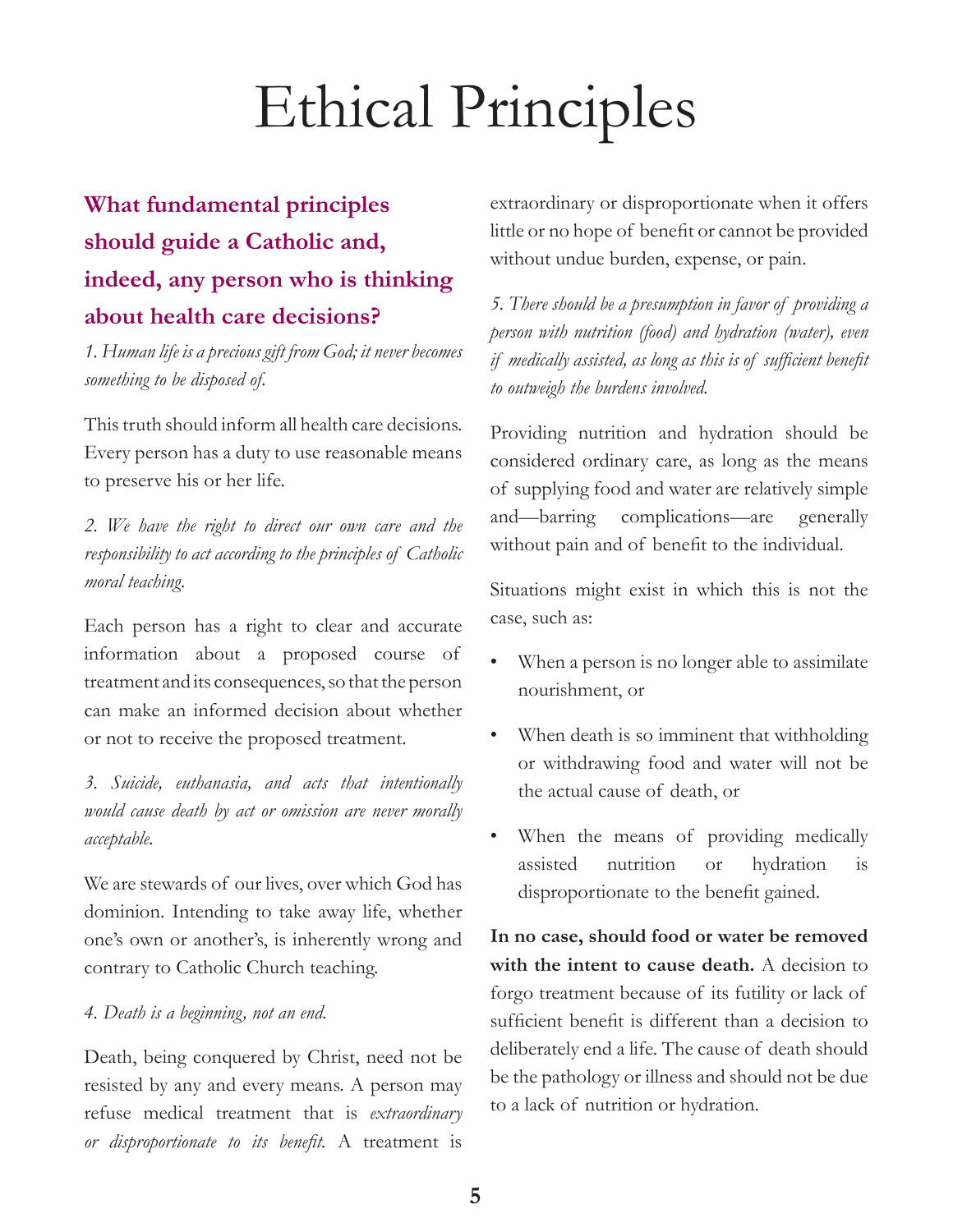# Ethical Principles

## What fundamental principles should guide a Catholic and, indeed, any person who is thinking about health care decisions?

*1. Human life is a precious gift from God; it never becomes something to be disposed of.*

This truth should inform all health care decisions. Every person has a duty to use reasonable means to preserve his or her life.

*2. We have the right to direct our own care and the responsibility to act according to the principles of Catholic moral teaching.*

Each person has a right to clear and accurate information about a proposed course of treatment and its consequences, so that the person can make an informed decision about whether or not to receive the proposed treatment.

*3. Suicide, euthanasia, and acts that intentionally would cause death by act or omission are never morally acceptable.*

We are stewards of our lives, over which God has dominion. Intending to take away life, whether one's own or another's, is inherently wrong and contrary to Catholic Church teaching.

*4. Death is a beginning, not an end.*

Death, being conquered by Christ, need not be resisted by any and every means. A person may refuse medical treatment that is *extraordinary or disproportionate to its benefit.* A treatment is extraordinary or disproportionate when it offers little or no hope of benefit or cannot be provided without undue burden, expense, or pain.

*5. There should be a presumption in favor of providing a person with nutrition (food) and hydration (water), even if medically assisted, as long as this is of sufficient benefit to outweigh the burdens involved.*

Providing nutrition and hydration should be considered ordinary care, as long as the means of supplying food and water are relatively simple and—barring complications—are generally without pain and of benefit to the individual.

Situations might exist in which this is not the case, such as:

- When a person is no longer able to assimilate nourishment, or
- When death is so imminent that withholding or withdrawing food and water will not be the actual cause of death, or
- When the means of providing medically assisted nutrition or hydration is disproportionate to the benefit gained.

**In no case, should food or water be removed with the intent to cause death.** A decision to forgo treatment because of its futility or lack of sufficient benefit is different than a decision to deliberately end a life. The cause of death should be the pathology or illness and should not be due to a lack of nutrition or hydration.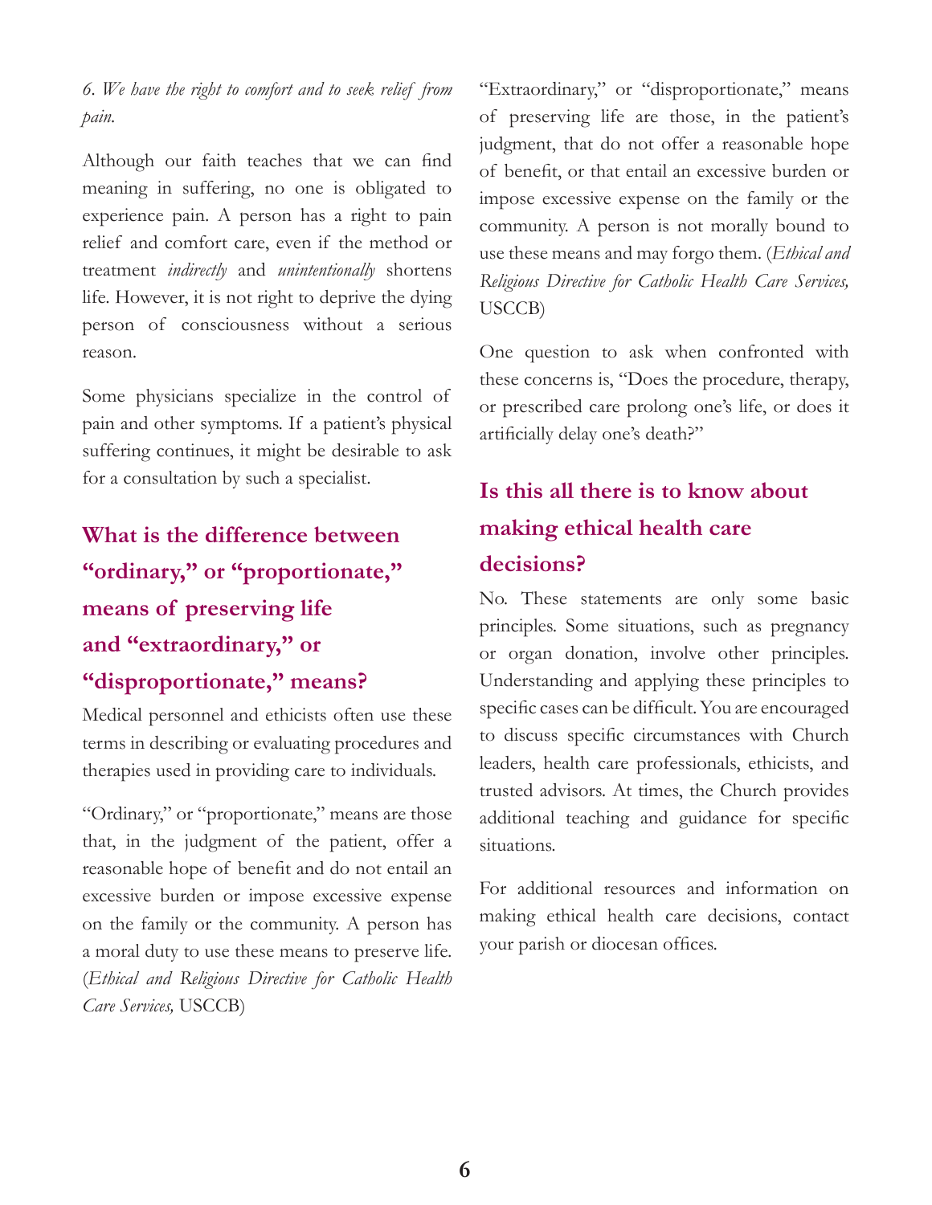*6. We have the right to comfort and to seek relief from pain.*

Although our faith teaches that we can find meaning in suffering, no one is obligated to experience pain. A person has a right to pain relief and comfort care, even if the method or treatment *indirectly* and *unintentionally* shortens life. However, it is not right to deprive the dying person of consciousness without a serious reason.

Some physicians specialize in the control of pain and other symptoms. If a patient's physical suffering continues, it might be desirable to ask for a consultation by such a specialist.

## What is the difference between "ordinary," or "proportionate," means of preserving life and "extraordinary," or "disproportionate," means?

Medical personnel and ethicists often use these terms in describing or evaluating procedures and therapies used in providing care to individuals.

"Ordinary," or "proportionate," means are those that, in the judgment of the patient, offer a reasonable hope of benefit and do not entail an excessive burden or impose excessive expense on the family or the community. A person has a moral duty to use these means to preserve life. (*Ethical and Religious Directive for Catholic Health Care Services,* USCCB)

"Extraordinary," or "disproportionate," means of preserving life are those, in the patient's judgment, that do not offer a reasonable hope of benefit, or that entail an excessive burden or impose excessive expense on the family or the community. A person is not morally bound to use these means and may forgo them. (*Ethical and Religious Directive for Catholic Health Care Services,* USCCB)

One question to ask when confronted with these concerns is, "Does the procedure, therapy, or prescribed care prolong one's life, or does it artificially delay one's death?"

## Is this all there is to know about making ethical health care decisions?

No. These statements are only some basic principles. Some situations, such as pregnancy or organ donation, involve other principles. Understanding and applying these principles to specific cases can be difficult. You are encouraged to discuss specific circumstances with Church leaders, health care professionals, ethicists, and trusted advisors. At times, the Church provides additional teaching and guidance for specific situations.

For additional resources and information on making ethical health care decisions, contact your parish or diocesan offices.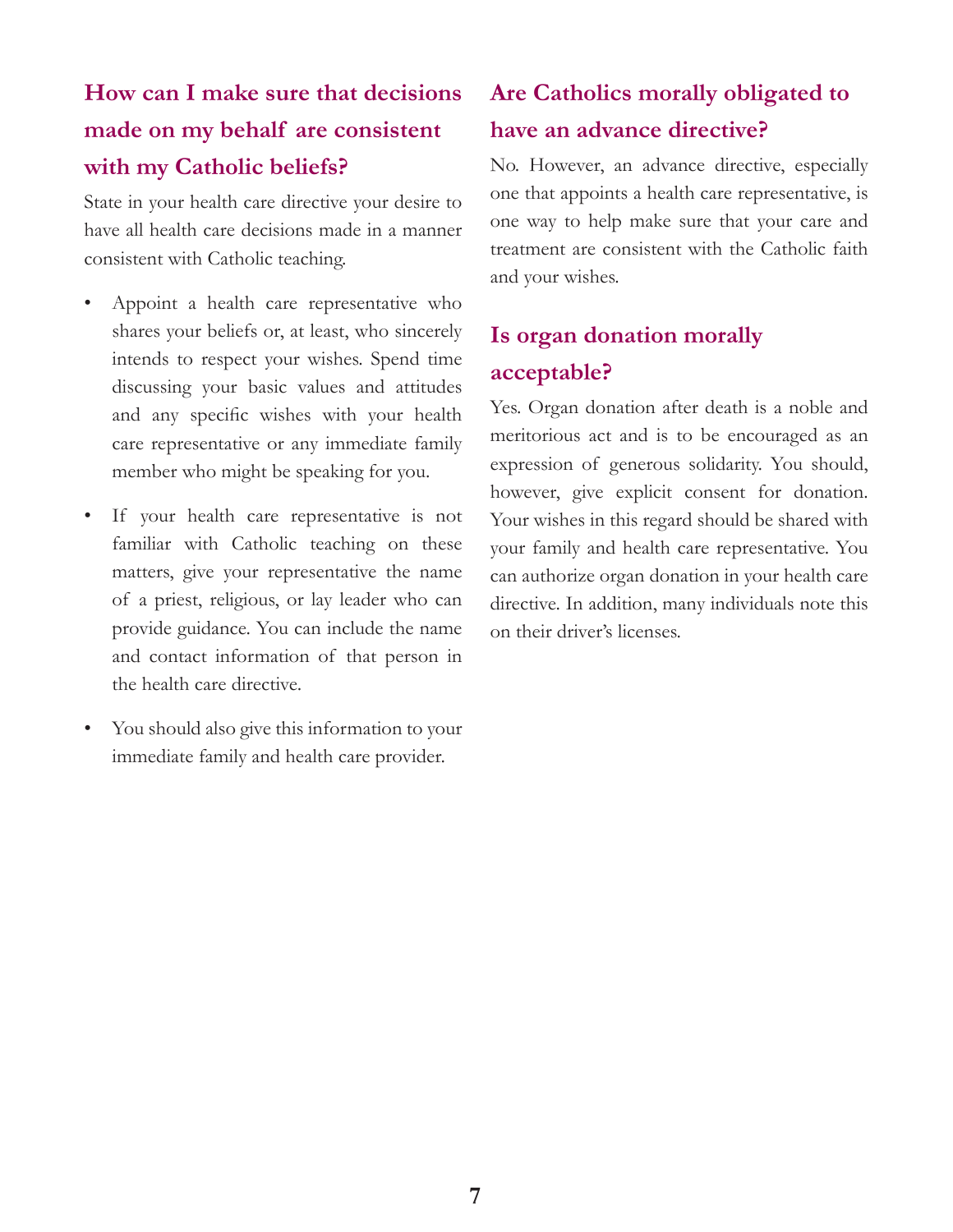## How can I make sure that decisions made on my behalf are consistent with my Catholic beliefs?

State in your health care directive your desire to have all health care decisions made in a manner consistent with Catholic teaching.

- Appoint a health care representative who shares your beliefs or, at least, who sincerely intends to respect your wishes. Spend time discussing your basic values and attitudes and any specific wishes with your health care representative or any immediate family member who might be speaking for you.
- If your health care representative is not familiar with Catholic teaching on these matters, give your representative the name of a priest, religious, or lay leader who can provide guidance. You can include the name and contact information of that person in the health care directive.
- You should also give this information to your immediate family and health care provider.

## Are Catholics morally obligated to have an advance directive?

No. However, an advance directive, especially one that appoints a health care representative, is one way to help make sure that your care and treatment are consistent with the Catholic faith and your wishes.

## Is organ donation morally acceptable?

Yes. Organ donation after death is a noble and meritorious act and is to be encouraged as an expression of generous solidarity. You should, however, give explicit consent for donation. Your wishes in this regard should be shared with your family and health care representative. You can authorize organ donation in your health care directive. In addition, many individuals note this on their driver's licenses.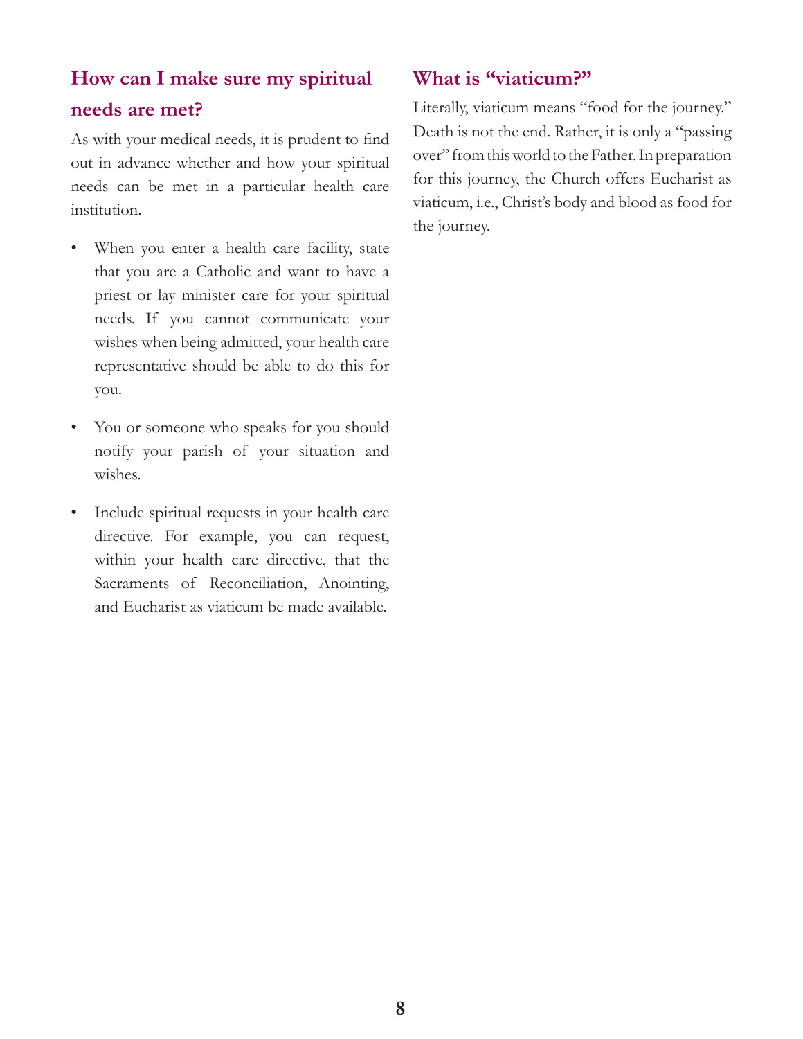## How can I make sure my spiritual needs are met?

As with your medical needs, it is prudent to find out in advance whether and how your spiritual needs can be met in a particular health care institution.

- When you enter a health care facility, state that you are a Catholic and want to have a priest or lay minister care for your spiritual needs. If you cannot communicate your wishes when being admitted, your health care representative should be able to do this for you.
- You or someone who speaks for you should notify your parish of your situation and wishes.
- Include spiritual requests in your health care directive. For example, you can request, within your health care directive, that the Sacraments of Reconciliation, Anointing, and Eucharist as viaticum be made available.

## What is "viaticum?"

Literally, viaticum means "food for the journey." Death is not the end. Rather, it is only a "passing over" from this world to the Father. In preparation for this journey, the Church offers Eucharist as viaticum, i.e., Christ's body and blood as food for the journey.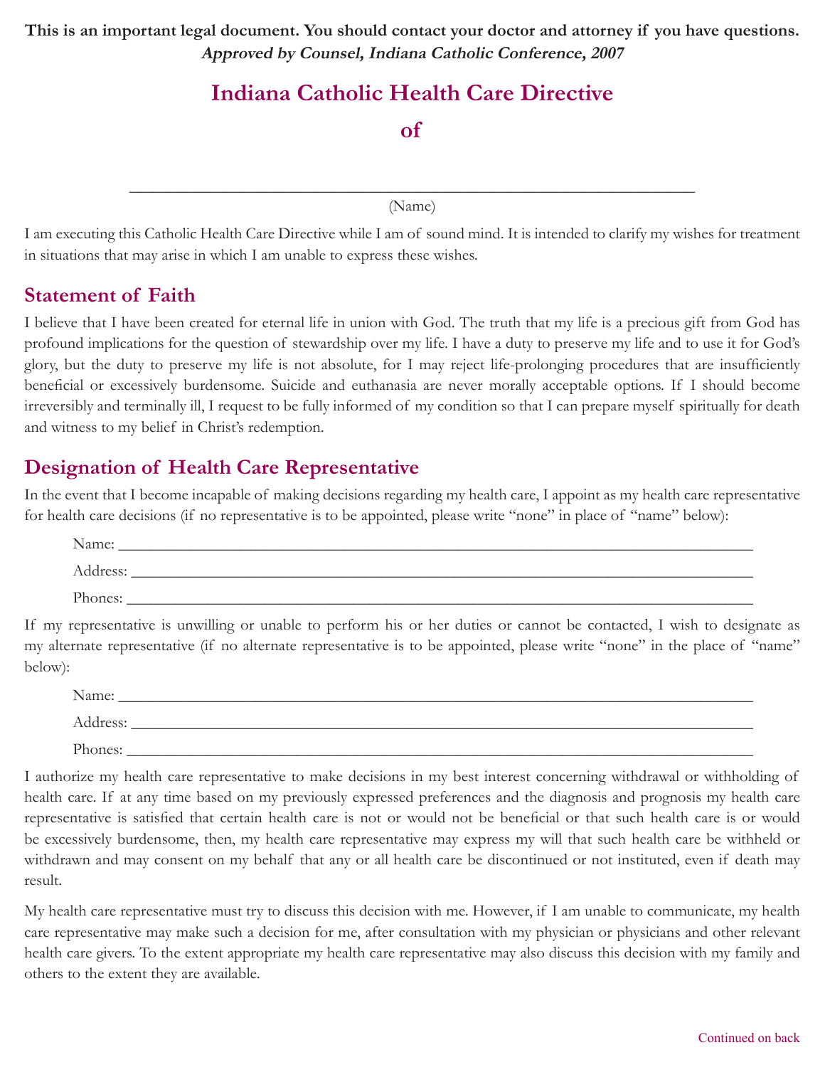**This is an important legal document. You should contact your doctor and attorney if you have questions.**
***Approved by Counsel, Indiana Catholic Conference, 2007***

# Indiana Catholic Health Care Directive

# of

\_\_\_\_\_\_\_\_\_\_\_\_\_\_\_\_\_\_\_\_\_\_\_\_\_\_\_\_\_\_\_\_\_\_\_\_\_\_\_\_\_\_\_\_\_\_\_\_\_\_\_\_\_\_\_\_\_\_\_\_

(Name)

I am executing this Catholic Health Care Directive while I am of sound mind. It is intended to clarify my wishes for treatment in situations that may arise in which I am unable to express these wishes.

## Statement of Faith

I believe that I have been created for eternal life in union with God. The truth that my life is a precious gift from God has profound implications for the question of stewardship over my life. I have a duty to preserve my life and to use it for God's glory, but the duty to preserve my life is not absolute, for I may reject life-prolonging procedures that are insufficiently beneficial or excessively burdensome. Suicide and euthanasia are never morally acceptable options. If I should become irreversibly and terminally ill, I request to be fully informed of my condition so that I can prepare myself spiritually for death and witness to my belief in Christ's redemption.

## Designation of Health Care Representative

In the event that I become incapable of making decisions regarding my health care, I appoint as my health care representative for health care decisions (if no representative is to be appointed, please write "none" in place of "name" below):

Name: \_\_\_\_\_\_\_\_\_\_\_\_\_\_\_\_\_\_\_\_\_\_\_\_\_\_\_\_\_\_\_\_\_\_\_\_\_\_\_\_\_\_\_\_\_\_\_\_\_\_\_\_\_\_\_\_

Address: \_\_\_\_\_\_\_\_\_\_\_\_\_\_\_\_\_\_\_\_\_\_\_\_\_\_\_\_\_\_\_\_\_\_\_\_\_\_\_\_\_\_\_\_\_\_\_\_\_\_\_\_\_\_

Phones: \_\_\_\_\_\_\_\_\_\_\_\_\_\_\_\_\_\_\_\_\_\_\_\_\_\_\_\_\_\_\_\_\_\_\_\_\_\_\_\_\_\_\_\_\_\_\_\_\_\_\_\_\_\_\_

If my representative is unwilling or unable to perform his or her duties or cannot be contacted, I wish to designate as my alternate representative (if no alternate representative is to be appointed, please write "none" in the place of "name" below):

Name: \_\_\_\_\_\_\_\_\_\_\_\_\_\_\_\_\_\_\_\_\_\_\_\_\_\_\_\_\_\_\_\_\_\_\_\_\_\_\_\_\_\_\_\_\_\_\_\_\_\_\_\_\_\_\_\_

Address: \_\_\_\_\_\_\_\_\_\_\_\_\_\_\_\_\_\_\_\_\_\_\_\_\_\_\_\_\_\_\_\_\_\_\_\_\_\_\_\_\_\_\_\_\_\_\_\_\_\_\_\_\_\_

Phones: \_\_\_\_\_\_\_\_\_\_\_\_\_\_\_\_\_\_\_\_\_\_\_\_\_\_\_\_\_\_\_\_\_\_\_\_\_\_\_\_\_\_\_\_\_\_\_\_\_\_\_\_\_\_\_

I authorize my health care representative to make decisions in my best interest concerning withdrawal or withholding of health care. If at any time based on my previously expressed preferences and the diagnosis and prognosis my health care representative is satisfied that certain health care is not or would not be beneficial or that such health care is or would be excessively burdensome, then, my health care representative may express my will that such health care be withheld or withdrawn and may consent on my behalf that any or all health care be discontinued or not instituted, even if death may result.

My health care representative must try to discuss this decision with me. However, if I am unable to communicate, my health care representative may make such a decision for me, after consultation with my physician or physicians and other relevant health care givers. To the extent appropriate my health care representative may also discuss this decision with my family and others to the extent they are available.

Continued on back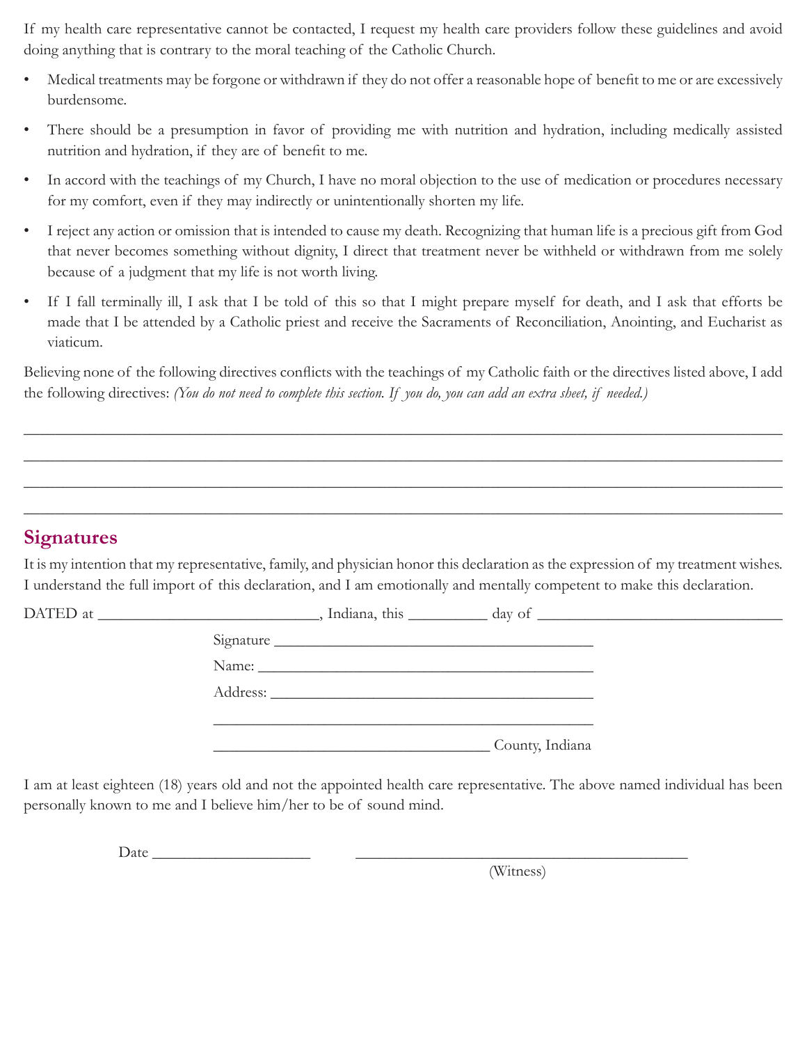If my health care representative cannot be contacted, I request my health care providers follow these guidelines and avoid doing anything that is contrary to the moral teaching of the Catholic Church.

- Medical treatments may be forgone or withdrawn if they do not offer a reasonable hope of benefit to me or are excessively burdensome.
- There should be a presumption in favor of providing me with nutrition and hydration, including medically assisted nutrition and hydration, if they are of benefit to me.
- In accord with the teachings of my Church, I have no moral objection to the use of medication or procedures necessary for my comfort, even if they may indirectly or unintentionally shorten my life.
- I reject any action or omission that is intended to cause my death. Recognizing that human life is a precious gift from God that never becomes something without dignity, I direct that treatment never be withheld or withdrawn from me solely because of a judgment that my life is not worth living.
- If I fall terminally ill, I ask that I be told of this so that I might prepare myself for death, and I ask that efforts be made that I be attended by a Catholic priest and receive the Sacraments of Reconciliation, Anointing, and Eucharist as viaticum.

Believing none of the following directives conflicts with the teachings of my Catholic faith or the directives listed above, I add the following directives: *(You do not need to complete this section. If you do, you can add an extra sheet, if needed.)*

\_\_\_\_\_\_\_\_\_\_\_\_\_\_\_\_\_\_\_\_\_\_\_\_\_\_\_\_\_\_\_\_\_\_\_\_\_\_\_\_\_\_\_\_\_\_\_\_\_\_\_\_\_\_\_\_\_\_\_\_\_\_\_\_\_\_\_\_\_\_\_\_\_\_\_\_\_\_

\_\_\_\_\_\_\_\_\_\_\_\_\_\_\_\_\_\_\_\_\_\_\_\_\_\_\_\_\_\_\_\_\_\_\_\_\_\_\_\_\_\_\_\_\_\_\_\_\_\_\_\_\_\_\_\_\_\_\_\_\_\_\_\_\_\_\_\_\_\_\_\_\_\_\_\_\_\_

\_\_\_\_\_\_\_\_\_\_\_\_\_\_\_\_\_\_\_\_\_\_\_\_\_\_\_\_\_\_\_\_\_\_\_\_\_\_\_\_\_\_\_\_\_\_\_\_\_\_\_\_\_\_\_\_\_\_\_\_\_\_\_\_\_\_\_\_\_\_\_\_\_\_\_\_\_\_

\_\_\_\_\_\_\_\_\_\_\_\_\_\_\_\_\_\_\_\_\_\_\_\_\_\_\_\_\_\_\_\_\_\_\_\_\_\_\_\_\_\_\_\_\_\_\_\_\_\_\_\_\_\_\_\_\_\_\_\_\_\_\_\_\_\_\_\_\_\_\_\_\_\_\_\_\_\_

## Signatures

It is my intention that my representative, family, and physician honor this declaration as the expression of my treatment wishes. I understand the full import of this declaration, and I am emotionally and mentally competent to make this declaration.

DATED at \_\_\_\_\_\_\_\_\_\_\_\_\_\_\_\_\_\_\_\_\_\_\_\_\_\_, Indiana, this \_\_\_\_\_\_\_\_\_\_ day of \_\_\_\_\_\_\_\_\_\_\_\_\_\_\_\_\_\_\_\_\_\_\_\_\_\_\_\_\_\_

Signature \_\_\_\_\_\_\_\_\_\_\_\_\_\_\_\_\_\_\_\_\_\_\_\_\_\_\_\_\_\_\_\_\_\_\_\_\_\_\_\_

Name: \_\_\_\_\_\_\_\_\_\_\_\_\_\_\_\_\_\_\_\_\_\_\_\_\_\_\_\_\_\_\_\_\_\_\_\_\_\_\_\_\_\_

Address: \_\_\_\_\_\_\_\_\_\_\_\_\_\_\_\_\_\_\_\_\_\_\_\_\_\_\_\_\_\_\_\_\_\_\_\_\_\_\_\_

\_\_\_\_\_\_\_\_\_\_\_\_\_\_\_\_\_\_\_\_\_\_\_\_\_\_\_\_\_\_\_\_\_\_\_\_\_\_\_\_\_\_\_\_\_\_\_\_

\_\_\_\_\_\_\_\_\_\_\_\_\_\_\_\_\_\_\_\_\_\_\_\_\_\_\_\_\_\_\_\_\_\_\_\_ County, Indiana

I am at least eighteen (18) years old and not the appointed health care representative. The above named individual has been personally known to me and I believe him/her to be of sound mind.

Date \_\_\_\_\_\_\_\_\_\_\_\_\_\_\_\_\_\_\_\_ \_\_\_\_\_\_\_\_\_\_\_\_\_\_\_\_\_\_\_\_\_\_\_\_\_\_\_\_\_\_\_\_\_\_\_\_\_\_\_\_\_\_
(Witness)